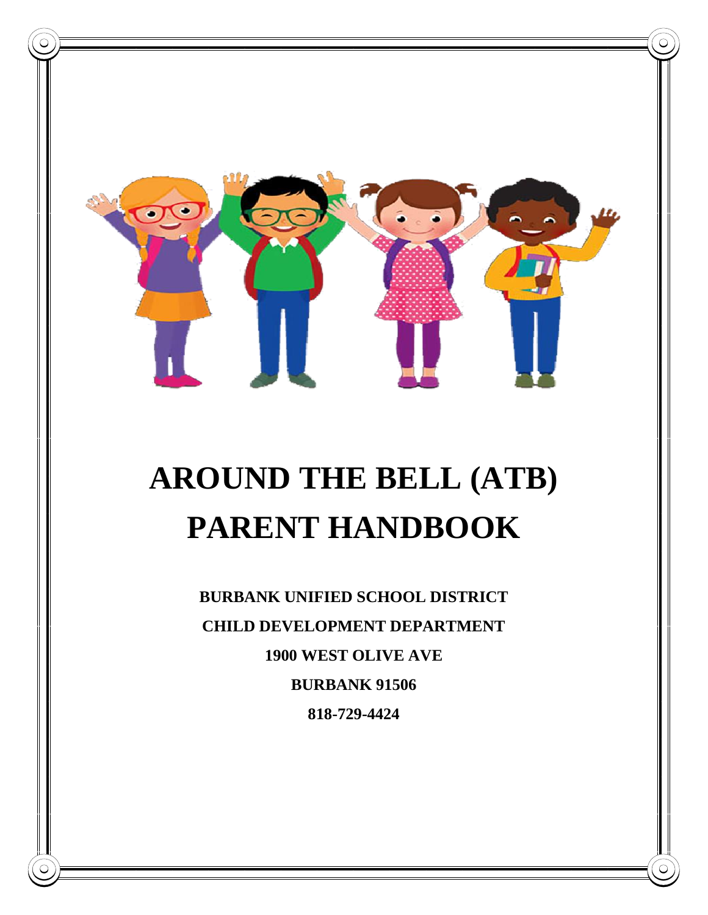# AROUND THE BELL (ATB) PARENT HANDBOOK

**BURBANK UNIFIED SCHOOL DISTRICT**

**CHILD DEVELOPMENT DEPARTMENT**

**1900 WEST OLIVE AVE**

**BURBANK 91506**

**818-729-4424**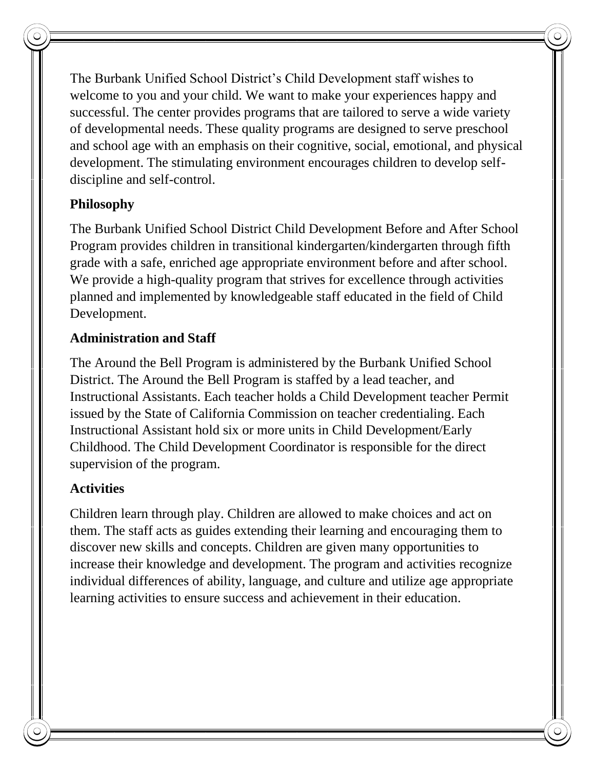The Burbank Unified School District's Child Development staff wishes to welcome to you and your child. We want to make your experiences happy and successful. The center provides programs that are tailored to serve a wide variety of developmental needs. These quality programs are designed to serve preschool and school age with an emphasis on their cognitive, social, emotional, and physical development. The stimulating environment encourages children to develop self-discipline and self-control.

## Philosophy

The Burbank Unified School District Child Development Before and After School Program provides children in transitional kindergarten/kindergarten through fifth grade with a safe, enriched age appropriate environment before and after school. We provide a high-quality program that strives for excellence through activities planned and implemented by knowledgeable staff educated in the field of Child Development.

## Administration and Staff

The Around the Bell Program is administered by the Burbank Unified School District. The Around the Bell Program is staffed by a lead teacher, and Instructional Assistants. Each teacher holds a Child Development teacher Permit issued by the State of California Commission on teacher credentialing. Each Instructional Assistant hold six or more units in Child Development/Early Childhood. The Child Development Coordinator is responsible for the direct supervision of the program.

## Activities

Children learn through play. Children are allowed to make choices and act on them. The staff acts as guides extending their learning and encouraging them to discover new skills and concepts. Children are given many opportunities to increase their knowledge and development. The program and activities recognize individual differences of ability, language, and culture and utilize age appropriate learning activities to ensure success and achievement in their education.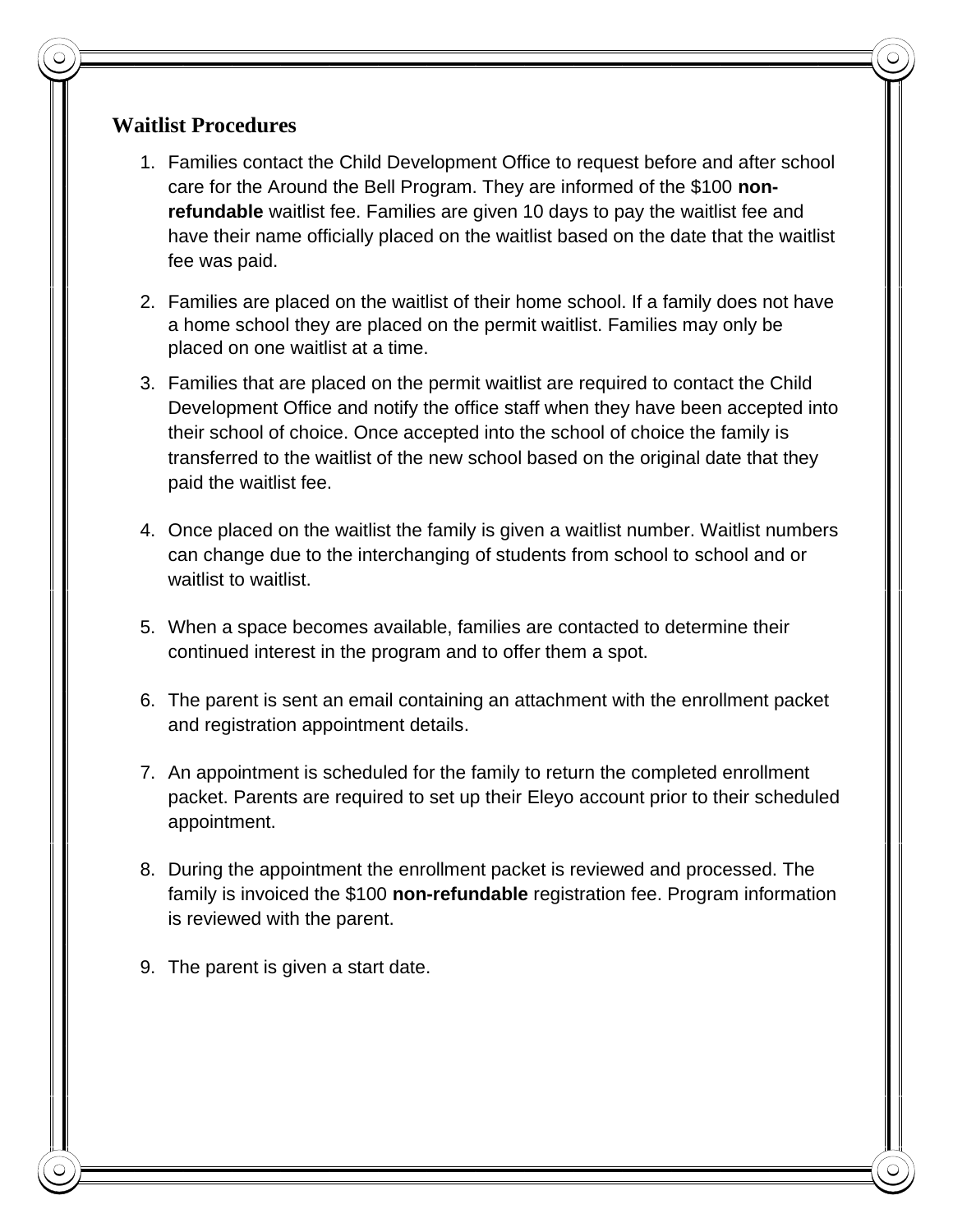## Waitlist Procedures

1. Families contact the Child Development Office to request before and after school care for the Around the Bell Program. They are informed of the $100 **non-refundable** waitlist fee. Families are given 10 days to pay the waitlist fee and have their name officially placed on the waitlist based on the date that the waitlist fee was paid.

2. Families are placed on the waitlist of their home school. If a family does not have a home school they are placed on the permit waitlist. Families may only be placed on one waitlist at a time.

3. Families that are placed on the permit waitlist are required to contact the Child Development Office and notify the office staff when they have been accepted into their school of choice. Once accepted into the school of choice the family is transferred to the waitlist of the new school based on the original date that they paid the waitlist fee.

4. Once placed on the waitlist the family is given a waitlist number. Waitlist numbers can change due to the interchanging of students from school to school and or waitlist to waitlist.

5. When a space becomes available, families are contacted to determine their continued interest in the program and to offer them a spot.

6. The parent is sent an email containing an attachment with the enrollment packet and registration appointment details.

7. An appointment is scheduled for the family to return the completed enrollment packet. Parents are required to set up their Eleyo account prior to their scheduled appointment.

8. During the appointment the enrollment packet is reviewed and processed. The family is invoiced the $100 **non-refundable** registration fee. Program information is reviewed with the parent.

9. The parent is given a start date.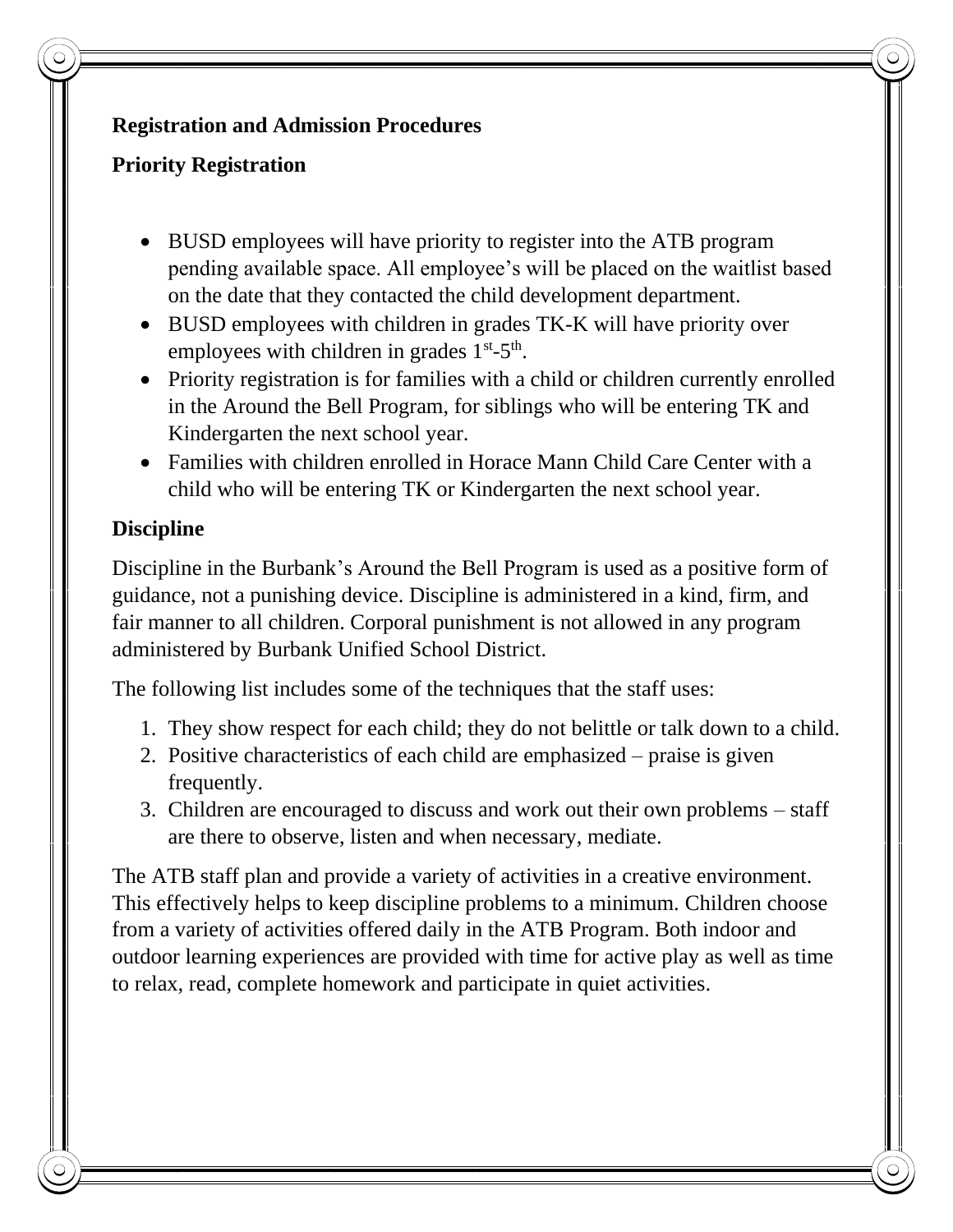**Registration and Admission Procedures**

**Priority Registration**

- BUSD employees will have priority to register into the ATB program pending available space. All employee's will be placed on the waitlist based on the date that they contacted the child development department.
- BUSD employees with children in grades TK-K will have priority over employees with children in grades 1st-5th.
- Priority registration is for families with a child or children currently enrolled in the Around the Bell Program, for siblings who will be entering TK and Kindergarten the next school year.
- Families with children enrolled in Horace Mann Child Care Center with a child who will be entering TK or Kindergarten the next school year.

**Discipline**

Discipline in the Burbank's Around the Bell Program is used as a positive form of guidance, not a punishing device. Discipline is administered in a kind, firm, and fair manner to all children. Corporal punishment is not allowed in any program administered by Burbank Unified School District.

The following list includes some of the techniques that the staff uses:

1. They show respect for each child; they do not belittle or talk down to a child.
2. Positive characteristics of each child are emphasized – praise is given frequently.
3. Children are encouraged to discuss and work out their own problems – staff are there to observe, listen and when necessary, mediate.

The ATB staff plan and provide a variety of activities in a creative environment. This effectively helps to keep discipline problems to a minimum. Children choose from a variety of activities offered daily in the ATB Program. Both indoor and outdoor learning experiences are provided with time for active play as well as time to relax, read, complete homework and participate in quiet activities.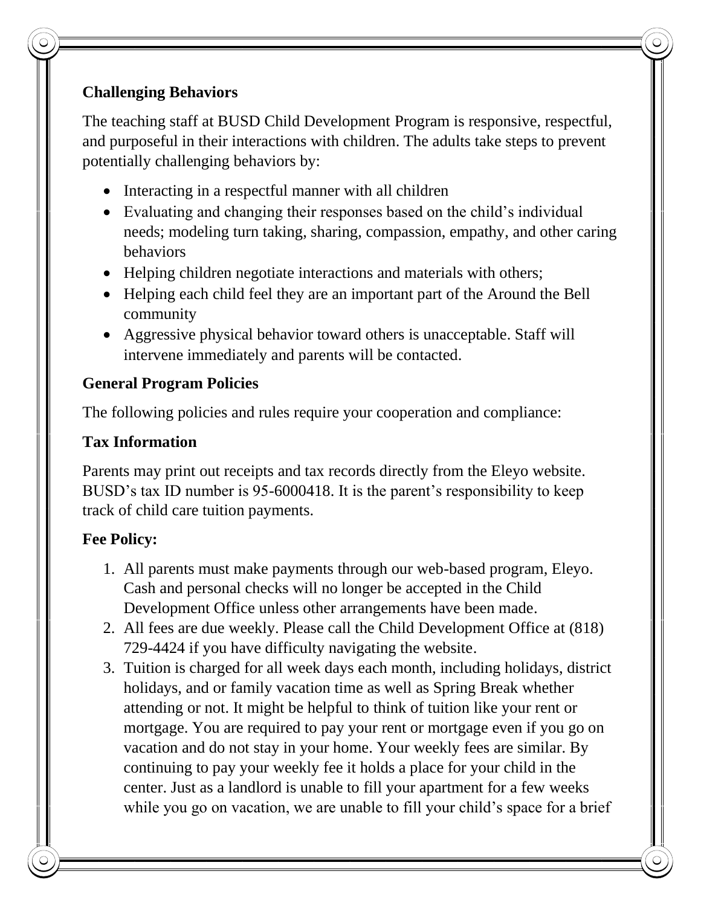**Challenging Behaviors**

The teaching staff at BUSD Child Development Program is responsive, respectful, and purposeful in their interactions with children. The adults take steps to prevent potentially challenging behaviors by:

- Interacting in a respectful manner with all children
- Evaluating and changing their responses based on the child's individual needs; modeling turn taking, sharing, compassion, empathy, and other caring behaviors
- Helping children negotiate interactions and materials with others;
- Helping each child feel they are an important part of the Around the Bell community
- Aggressive physical behavior toward others is unacceptable. Staff will intervene immediately and parents will be contacted.

**General Program Policies**

The following policies and rules require your cooperation and compliance:

**Tax Information**

Parents may print out receipts and tax records directly from the Eleyo website. BUSD's tax ID number is 95-6000418. It is the parent's responsibility to keep track of child care tuition payments.

**Fee Policy:**

1. All parents must make payments through our web-based program, Eleyo. Cash and personal checks will no longer be accepted in the Child Development Office unless other arrangements have been made.
2. All fees are due weekly. Please call the Child Development Office at (818) 729-4424 if you have difficulty navigating the website.
3. Tuition is charged for all week days each month, including holidays, district holidays, and or family vacation time as well as Spring Break whether attending or not. It might be helpful to think of tuition like your rent or mortgage. You are required to pay your rent or mortgage even if you go on vacation and do not stay in your home. Your weekly fees are similar. By continuing to pay your weekly fee it holds a place for your child in the center. Just as a landlord is unable to fill your apartment for a few weeks while you go on vacation, we are unable to fill your child's space for a brief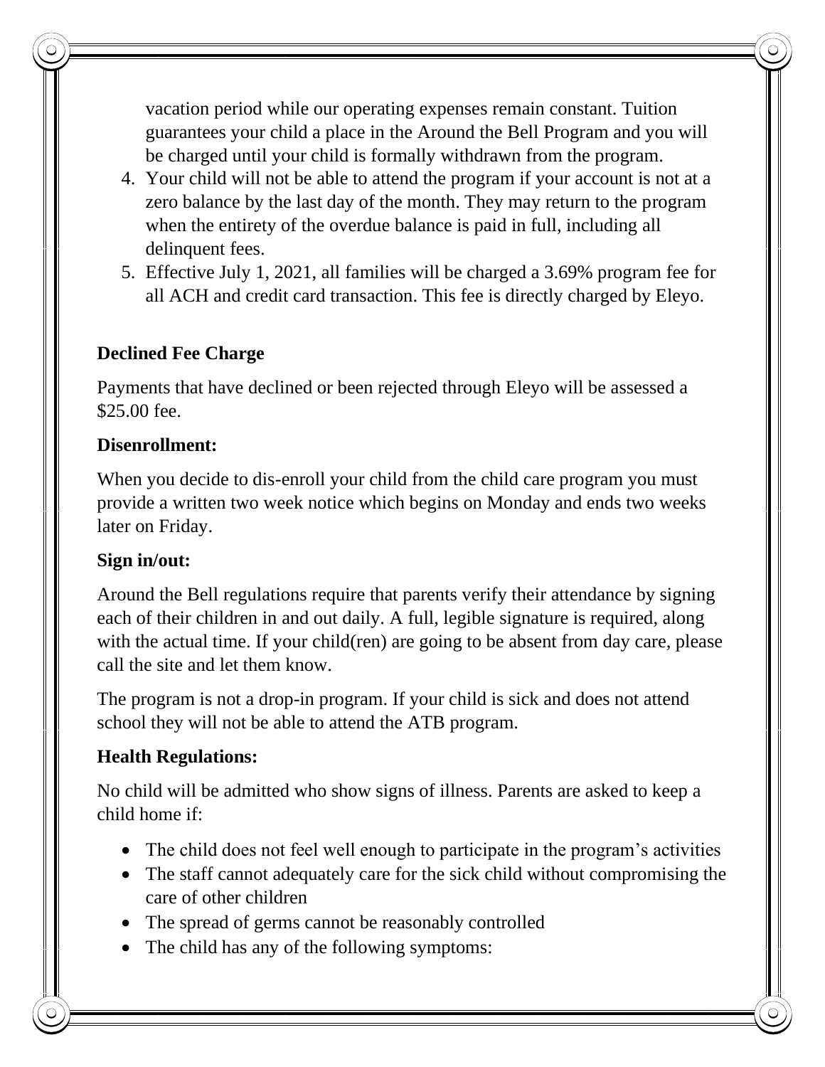vacation period while our operating expenses remain constant. Tuition guarantees your child a place in the Around the Bell Program and you will be charged until your child is formally withdrawn from the program.

4. Your child will not be able to attend the program if your account is not at a zero balance by the last day of the month. They may return to the program when the entirety of the overdue balance is paid in full, including all delinquent fees.
5. Effective July 1, 2021, all families will be charged a 3.69% program fee for all ACH and credit card transaction. This fee is directly charged by Eleyo.

**Declined Fee Charge**

Payments that have declined or been rejected through Eleyo will be assessed a $25.00 fee.

**Disenrollment:**

When you decide to dis-enroll your child from the child care program you must provide a written two week notice which begins on Monday and ends two weeks later on Friday.

**Sign in/out:**

Around the Bell regulations require that parents verify their attendance by signing each of their children in and out daily. A full, legible signature is required, along with the actual time. If your child(ren) are going to be absent from day care, please call the site and let them know.

The program is not a drop-in program. If your child is sick and does not attend school they will not be able to attend the ATB program.

**Health Regulations:**

No child will be admitted who show signs of illness. Parents are asked to keep a child home if:

- The child does not feel well enough to participate in the program's activities
- The staff cannot adequately care for the sick child without compromising the care of other children
- The spread of germs cannot be reasonably controlled
- The child has any of the following symptoms: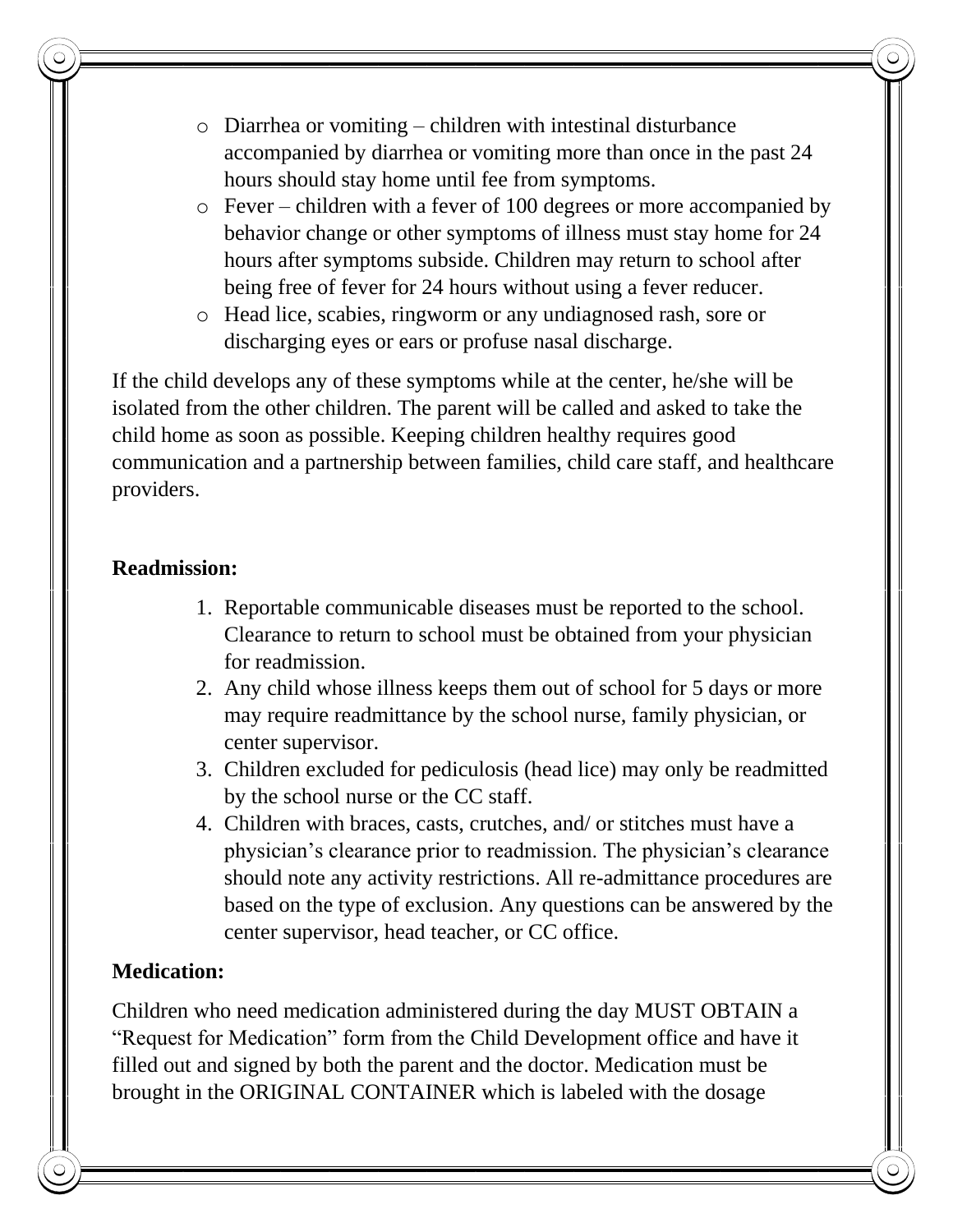- Diarrhea or vomiting – children with intestinal disturbance accompanied by diarrhea or vomiting more than once in the past 24 hours should stay home until fee from symptoms.
- Fever – children with a fever of 100 degrees or more accompanied by behavior change or other symptoms of illness must stay home for 24 hours after symptoms subside. Children may return to school after being free of fever for 24 hours without using a fever reducer.
- Head lice, scabies, ringworm or any undiagnosed rash, sore or discharging eyes or ears or profuse nasal discharge.

If the child develops any of these symptoms while at the center, he/she will be isolated from the other children. The parent will be called and asked to take the child home as soon as possible. Keeping children healthy requires good communication and a partnership between families, child care staff, and healthcare providers.

**Readmission:**

1. Reportable communicable diseases must be reported to the school. Clearance to return to school must be obtained from your physician for readmission.
2. Any child whose illness keeps them out of school for 5 days or more may require readmittance by the school nurse, family physician, or center supervisor.
3. Children excluded for pediculosis (head lice) may only be readmitted by the school nurse or the CC staff.
4. Children with braces, casts, crutches, and/ or stitches must have a physician's clearance prior to readmission. The physician's clearance should note any activity restrictions. All re-admittance procedures are based on the type of exclusion. Any questions can be answered by the center supervisor, head teacher, or CC office.

**Medication:**

Children who need medication administered during the day MUST OBTAIN a "Request for Medication" form from the Child Development office and have it filled out and signed by both the parent and the doctor. Medication must be brought in the ORIGINAL CONTAINER which is labeled with the dosage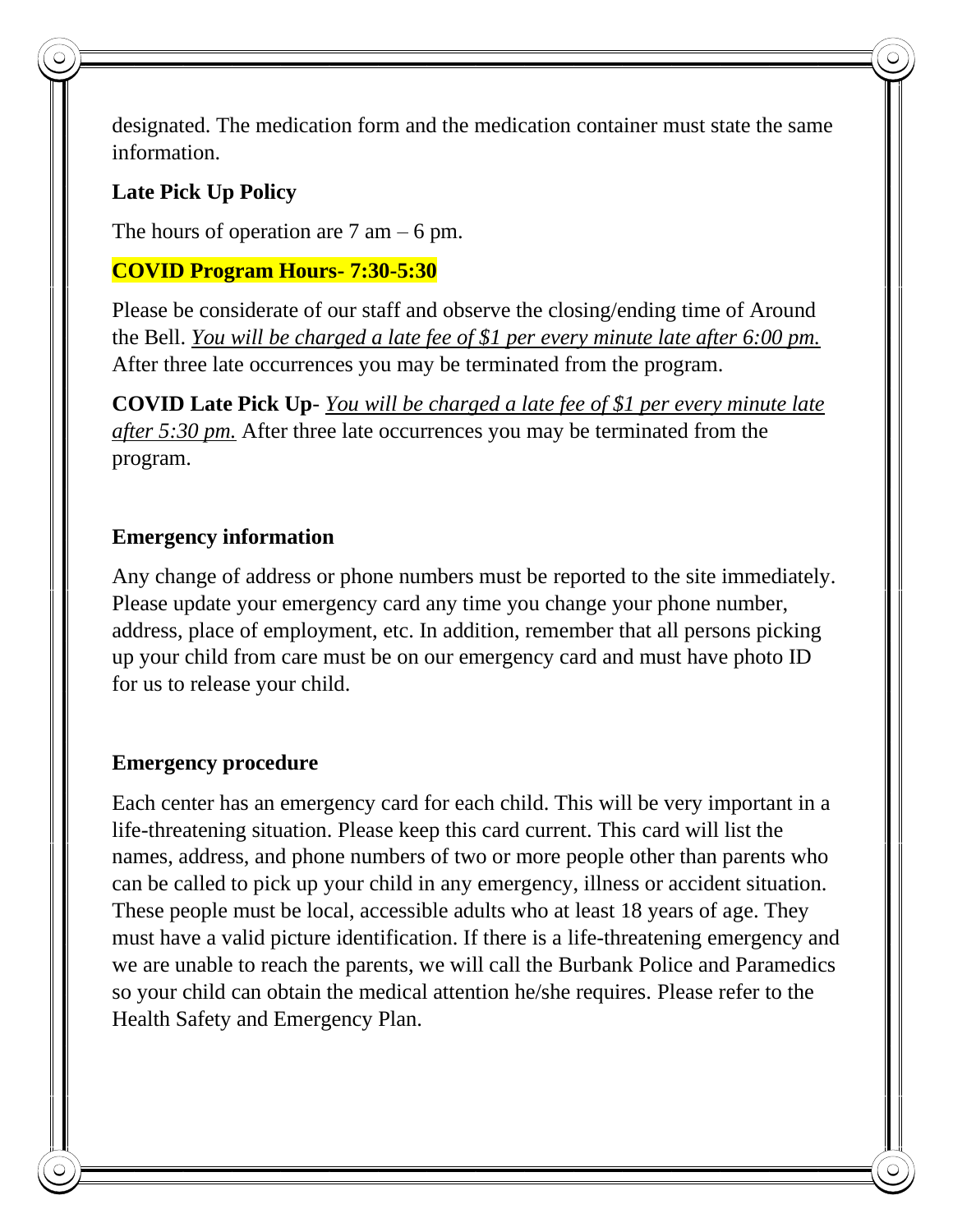designated. The medication form and the medication container must state the same information.

**Late Pick Up Policy**

The hours of operation are 7 am – 6 pm.

**COVID Program Hours- 7:30-5:30**

Please be considerate of our staff and observe the closing/ending time of Around the Bell. *You will be charged a late fee of $1 per every minute late after 6:00 pm.* After three late occurrences you may be terminated from the program.

**COVID Late Pick Up**- *You will be charged a late fee of $1 per every minute late after 5:30 pm.* After three late occurrences you may be terminated from the program.

**Emergency information**

Any change of address or phone numbers must be reported to the site immediately. Please update your emergency card any time you change your phone number, address, place of employment, etc. In addition, remember that all persons picking up your child from care must be on our emergency card and must have photo ID for us to release your child.

**Emergency procedure**

Each center has an emergency card for each child. This will be very important in a life-threatening situation. Please keep this card current. This card will list the names, address, and phone numbers of two or more people other than parents who can be called to pick up your child in any emergency, illness or accident situation. These people must be local, accessible adults who at least 18 years of age. They must have a valid picture identification. If there is a life-threatening emergency and we are unable to reach the parents, we will call the Burbank Police and Paramedics so your child can obtain the medical attention he/she requires. Please refer to the Health Safety and Emergency Plan.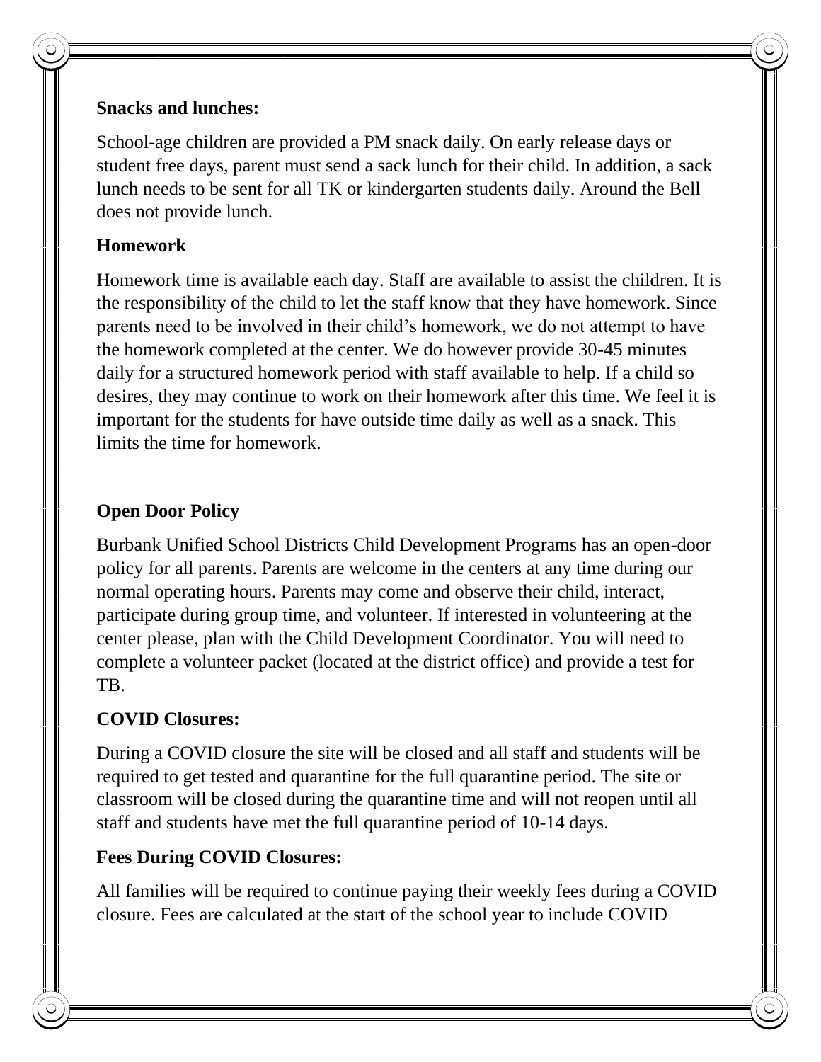**Snacks and lunches:**

School-age children are provided a PM snack daily. On early release days or student free days, parent must send a sack lunch for their child. In addition, a sack lunch needs to be sent for all TK or kindergarten students daily. Around the Bell does not provide lunch.

**Homework**

Homework time is available each day. Staff are available to assist the children. It is the responsibility of the child to let the staff know that they have homework. Since parents need to be involved in their child's homework, we do not attempt to have the homework completed at the center. We do however provide 30-45 minutes daily for a structured homework period with staff available to help. If a child so desires, they may continue to work on their homework after this time. We feel it is important for the students for have outside time daily as well as a snack. This limits the time for homework.

**Open Door Policy**

Burbank Unified School Districts Child Development Programs has an open-door policy for all parents. Parents are welcome in the centers at any time during our normal operating hours. Parents may come and observe their child, interact, participate during group time, and volunteer. If interested in volunteering at the center please, plan with the Child Development Coordinator. You will need to complete a volunteer packet (located at the district office) and provide a test for TB.

**COVID Closures:**

During a COVID closure the site will be closed and all staff and students will be required to get tested and quarantine for the full quarantine period. The site or classroom will be closed during the quarantine time and will not reopen until all staff and students have met the full quarantine period of 10-14 days.

**Fees During COVID Closures:**

All families will be required to continue paying their weekly fees during a COVID closure. Fees are calculated at the start of the school year to include COVID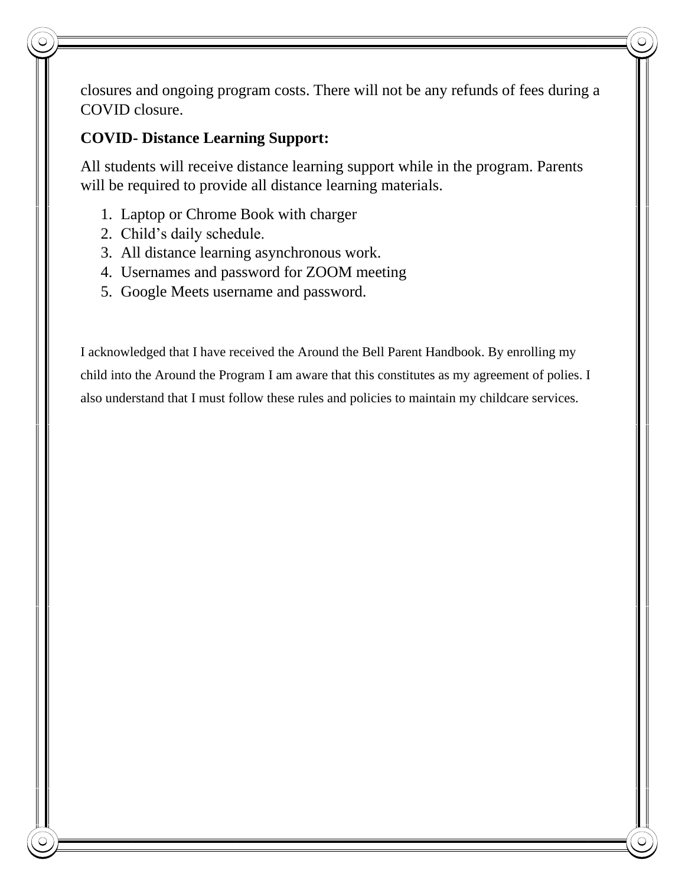closures and ongoing program costs. There will not be any refunds of fees during a COVID closure.

**COVID- Distance Learning Support:**

All students will receive distance learning support while in the program. Parents will be required to provide all distance learning materials.

1. Laptop or Chrome Book with charger
2. Child's daily schedule.
3. All distance learning asynchronous work.
4. Usernames and password for ZOOM meeting
5. Google Meets username and password.

I acknowledged that I have received the Around the Bell Parent Handbook. By enrolling my child into the Around the Program I am aware that this constitutes as my agreement of polies. I also understand that I must follow these rules and policies to maintain my childcare services.